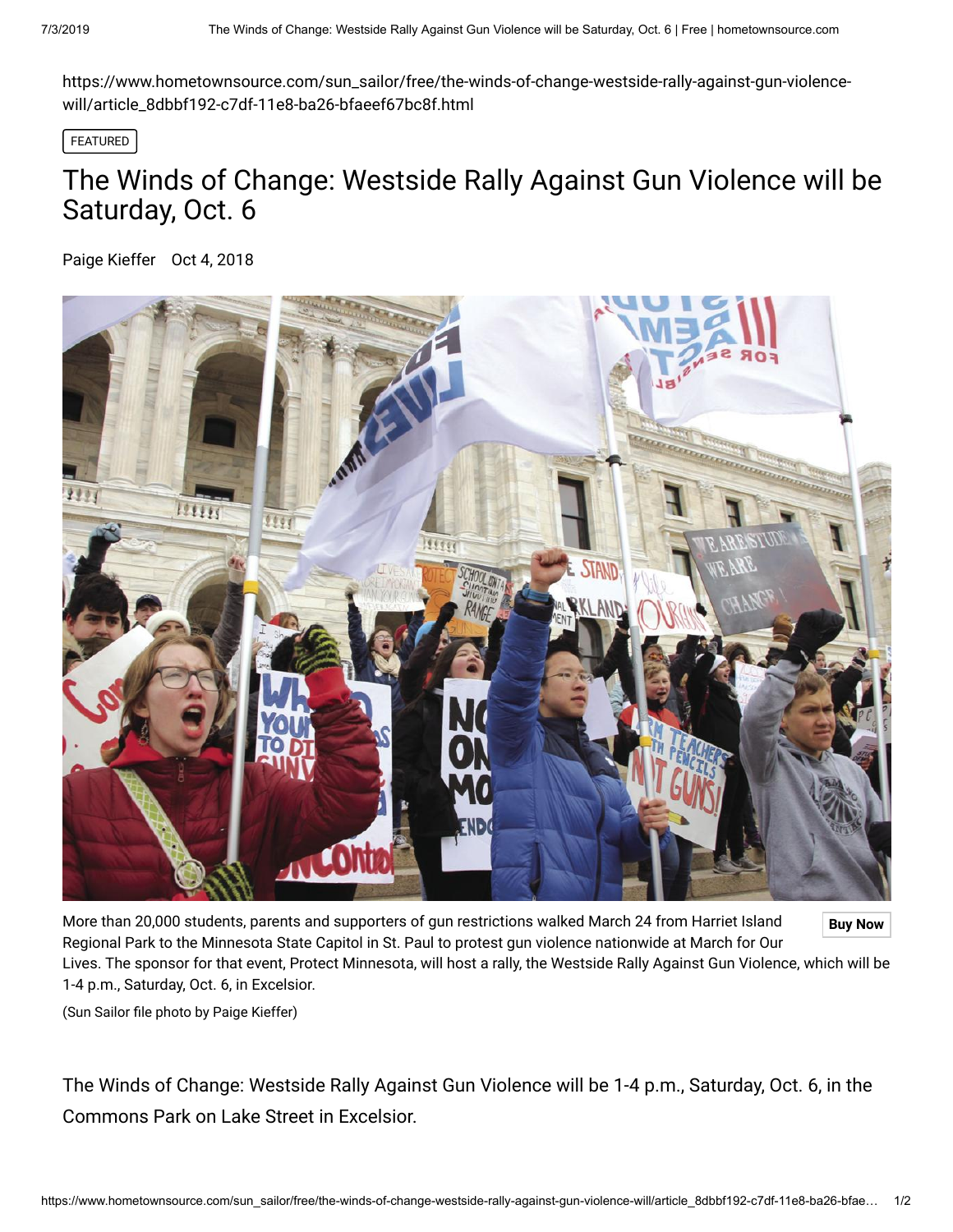https://www.hometownsource.com/sun_sailor/free/the-winds-of-change-westside-rally-against-gun-violence-will/article_8dbbf192-c7df-11e8-ba26-bfaeef67bc8f.html

FEATURED

# The Winds of Change: Westside Rally Against Gun Violence will be Saturday, Oct. 6

Paige Kieffer Oct 4, 2018

More than 20,000 students, parents and supporters of gun restrictions walked March 24 from Harriet Island Regional Park to the Minnesota State Capitol in St. Paul to protest gun violence nationwide at March for Our Lives. The sponsor for that event, Protect Minnesota, will host a rally, the Westside Rally Against Gun Violence, which will be 1-4 p.m., Saturday, Oct. 6, in Excelsior.

(Sun Sailor file photo by Paige Kieffer)

The Winds of Change: Westside Rally Against Gun Violence will be 1-4 p.m., Saturday, Oct. 6, in the Commons Park on Lake Street in Excelsior.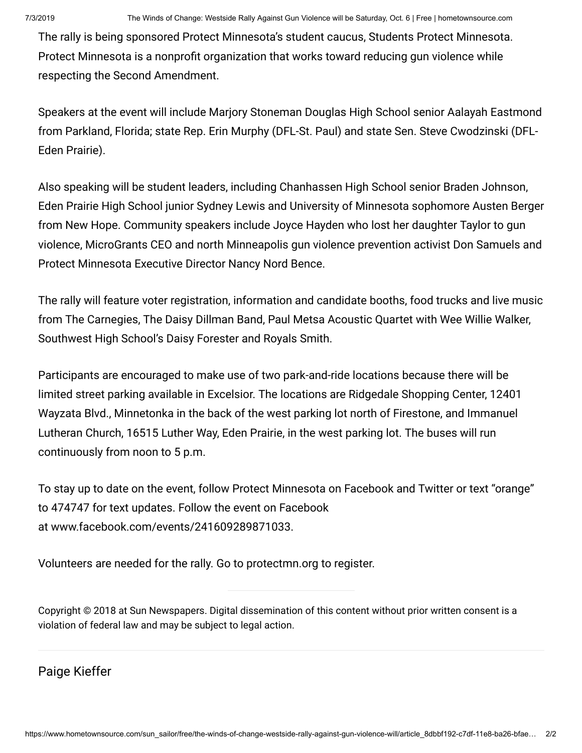The rally is being sponsored Protect Minnesota's student caucus, Students Protect Minnesota. Protect Minnesota is a nonprofit organization that works toward reducing gun violence while respecting the Second Amendment.

Speakers at the event will include Marjory Stoneman Douglas High School senior Aalayah Eastmond from Parkland, Florida; state Rep. Erin Murphy (DFL-St. Paul) and state Sen. Steve Cwodzinski (DFL-Eden Prairie).

Also speaking will be student leaders, including Chanhassen High School senior Braden Johnson, Eden Prairie High School junior Sydney Lewis and University of Minnesota sophomore Austen Berger from New Hope. Community speakers include Joyce Hayden who lost her daughter Taylor to gun violence, MicroGrants CEO and north Minneapolis gun violence prevention activist Don Samuels and Protect Minnesota Executive Director Nancy Nord Bence.

The rally will feature voter registration, information and candidate booths, food trucks and live music from The Carnegies, The Daisy Dillman Band, Paul Metsa Acoustic Quartet with Wee Willie Walker, Southwest High School's Daisy Forester and Royals Smith.

Participants are encouraged to make use of two park-and-ride locations because there will be limited street parking available in Excelsior. The locations are Ridgedale Shopping Center, 12401 Wayzata Blvd., Minnetonka in the back of the west parking lot north of Firestone, and Immanuel Lutheran Church, 16515 Luther Way, Eden Prairie, in the west parking lot. The buses will run continuously from noon to 5 p.m.

To stay up to date on the event, follow Protect Minnesota on Facebook and Twitter or text "orange" to 474747 for text updates. Follow the event on Facebook at www.facebook.com/events/241609289871033.

Volunteers are needed for the rally. Go to protectmn.org to register.

---

Copyright © 2018 at Sun Newspapers. Digital dissemination of this content without prior written consent is a violation of federal law and may be subject to legal action.

---

Paige Kieffer